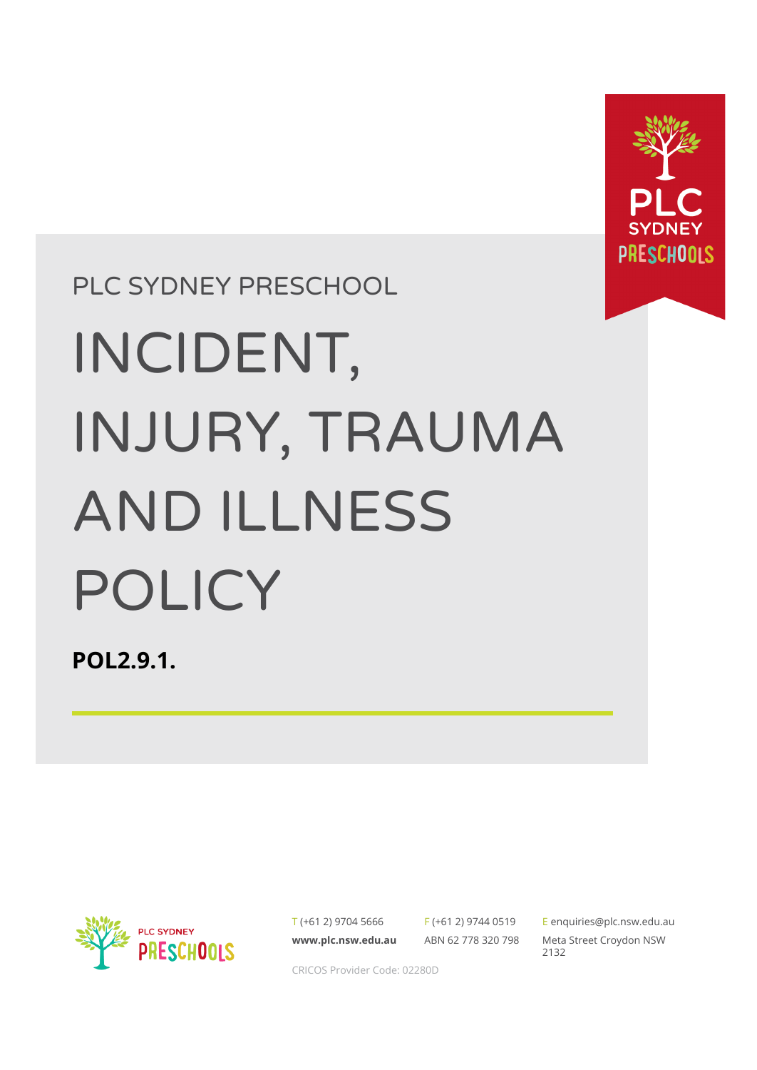PLC SYDNEY PRESCHOOL

# INCIDENT, INJURY, TRAUMA AND ILLNESS POLICY

**POL2.9.1.**

T (+61 2) 9704 5666

**www.plc.nsw.edu.au**

F (+61 2) 9744 0519

ABN 62 778 320 798

E enquiries@plc.nsw.edu.au

Meta Street Croydon NSW 2132

CRICOS Provider Code: 02280D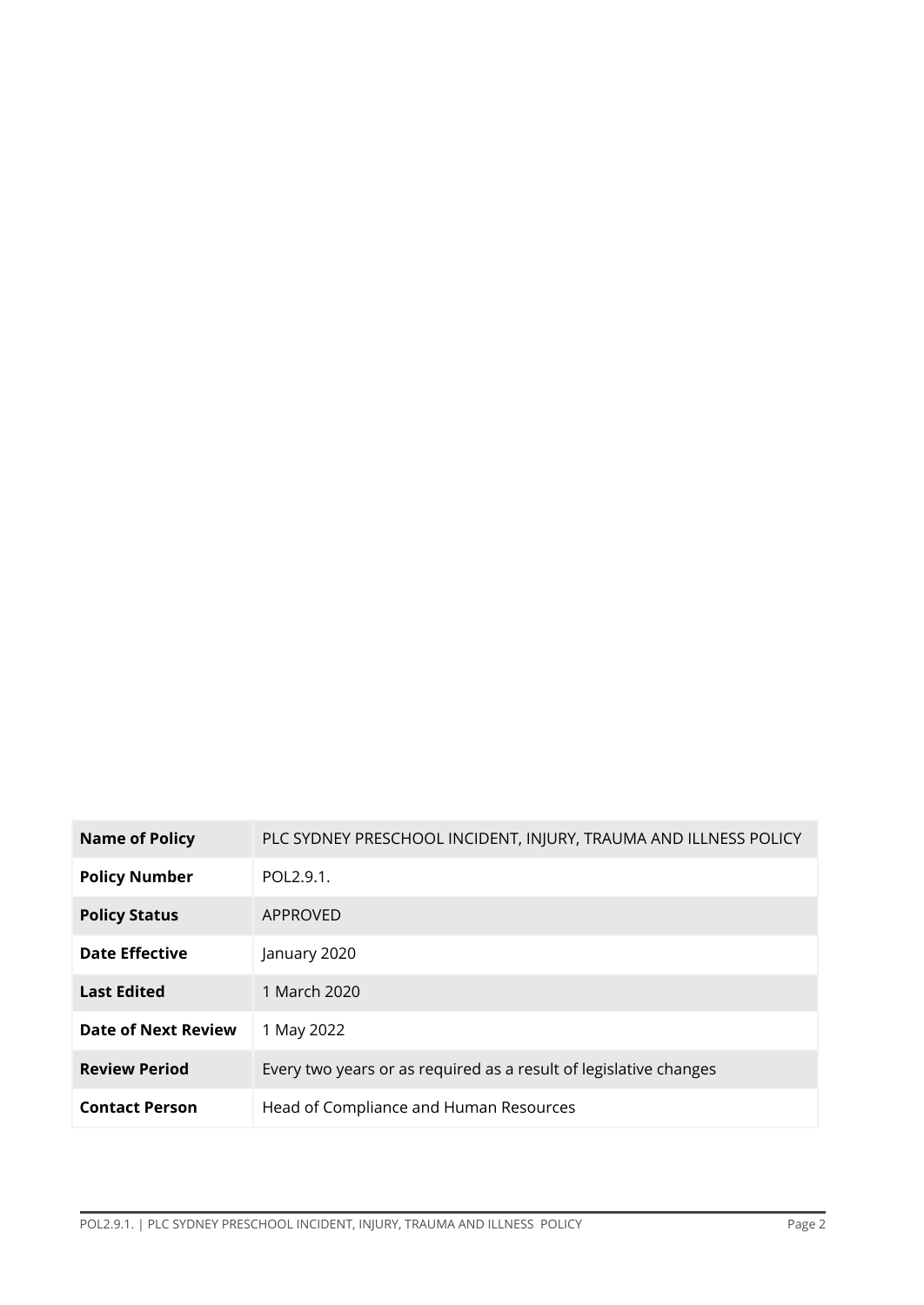| Name of Policy | PLC SYDNEY PRESCHOOL INCIDENT, INJURY, TRAUMA AND ILLNESS POLICY |
| --- | --- |
| Policy Number | POL2.9.1. |
| Policy Status | APPROVED |
| Date Effective | January 2020 |
| Last Edited | 1 March 2020 |
| Date of Next Review | 1 May 2022 |
| Review Period | Every two years or as required as a result of legislative changes |
| Contact Person | Head of Compliance and Human Resources |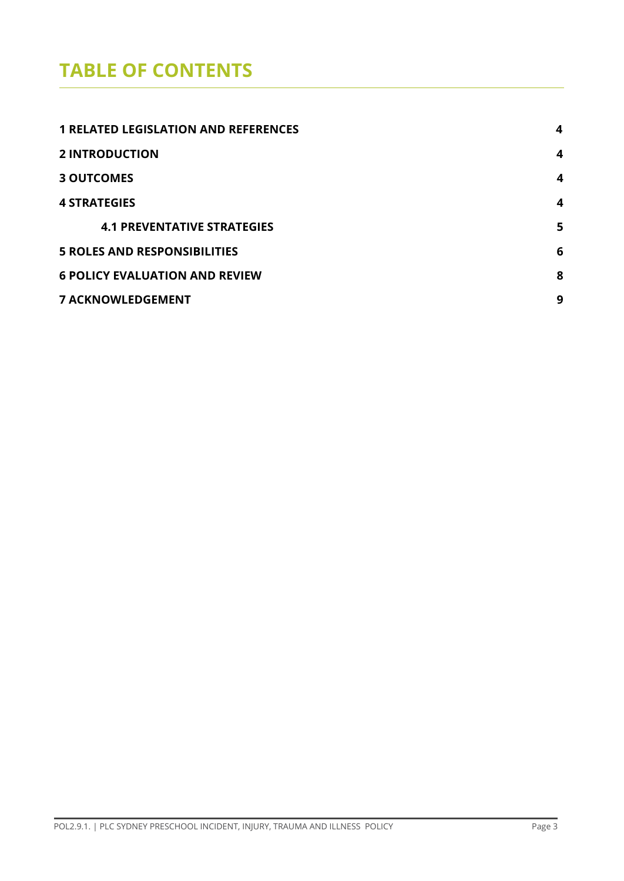# TABLE OF CONTENTS

| | |
|---|---|
| **1 RELATED LEGISLATION AND REFERENCES** | **4** |
| **2 INTRODUCTION** | **4** |
| **3 OUTCOMES** | **4** |
| **4 STRATEGIES** | **4** |
| &nbsp;&nbsp;&nbsp;&nbsp;**4.1 PREVENTATIVE STRATEGIES** | **5** |
| **5 ROLES AND RESPONSIBILITIES** | **6** |
| **6 POLICY EVALUATION AND REVIEW** | **8** |
| **7 ACKNOWLEDGEMENT** | **9** |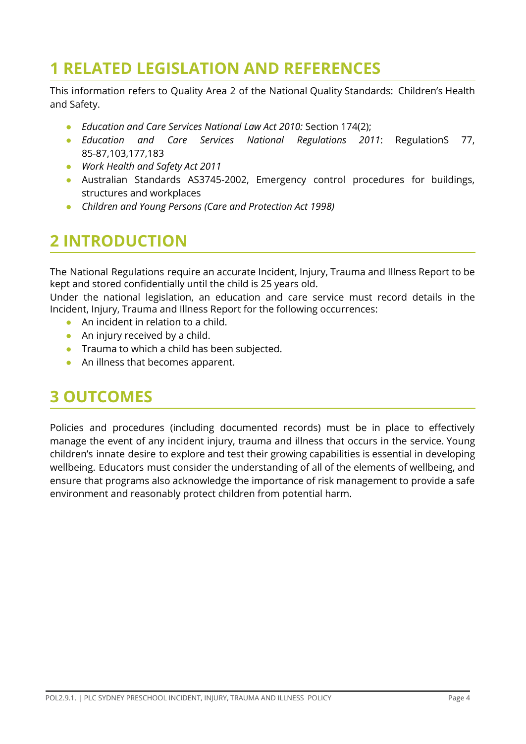# 1 RELATED LEGISLATION AND REFERENCES

This information refers to Quality Area 2 of the National Quality Standards: Children's Health and Safety.

- *Education and Care Services National Law Act 2010:* Section 174(2);
- *Education and Care Services National Regulations 2011*: RegulationS 77, 85-87,103,177,183
- *Work Health and Safety Act 2011*
- Australian Standards AS3745-2002, Emergency control procedures for buildings, structures and workplaces
- *Children and Young Persons (Care and Protection Act 1998)*

# 2 INTRODUCTION

The National Regulations require an accurate Incident, Injury, Trauma and Illness Report to be kept and stored confidentially until the child is 25 years old.

Under the national legislation, an education and care service must record details in the Incident, Injury, Trauma and Illness Report for the following occurrences:

- An incident in relation to a child.
- An injury received by a child.
- Trauma to which a child has been subjected.
- An illness that becomes apparent.

# 3 OUTCOMES

Policies and procedures (including documented records) must be in place to effectively manage the event of any incident injury, trauma and illness that occurs in the service. Young children's innate desire to explore and test their growing capabilities is essential in developing wellbeing. Educators must consider the understanding of all of the elements of wellbeing, and ensure that programs also acknowledge the importance of risk management to provide a safe environment and reasonably protect children from potential harm.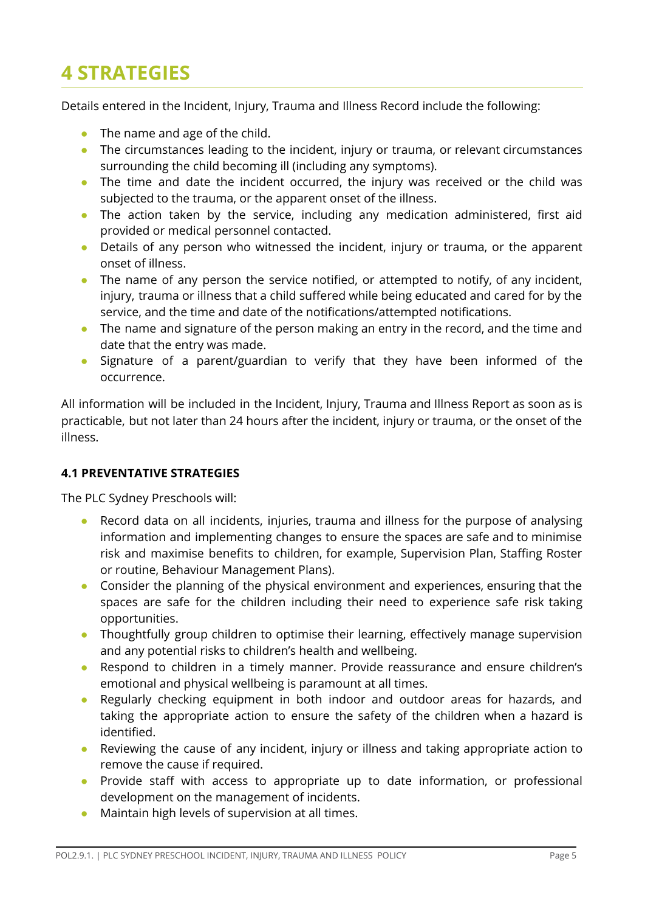# 4 STRATEGIES

Details entered in the Incident, Injury, Trauma and Illness Record include the following:

- The name and age of the child.
- The circumstances leading to the incident, injury or trauma, or relevant circumstances surrounding the child becoming ill (including any symptoms).
- The time and date the incident occurred, the injury was received or the child was subjected to the trauma, or the apparent onset of the illness.
- The action taken by the service, including any medication administered, first aid provided or medical personnel contacted.
- Details of any person who witnessed the incident, injury or trauma, or the apparent onset of illness.
- The name of any person the service notified, or attempted to notify, of any incident, injury, trauma or illness that a child suffered while being educated and cared for by the service, and the time and date of the notifications/attempted notifications.
- The name and signature of the person making an entry in the record, and the time and date that the entry was made.
- Signature of a parent/guardian to verify that they have been informed of the occurrence.

All information will be included in the Incident, Injury, Trauma and Illness Report as soon as is practicable, but not later than 24 hours after the incident, injury or trauma, or the onset of the illness.

### 4.1 PREVENTATIVE STRATEGIES

The PLC Sydney Preschools will:

- Record data on all incidents, injuries, trauma and illness for the purpose of analysing information and implementing changes to ensure the spaces are safe and to minimise risk and maximise benefits to children, for example, Supervision Plan, Staffing Roster or routine, Behaviour Management Plans).
- Consider the planning of the physical environment and experiences, ensuring that the spaces are safe for the children including their need to experience safe risk taking opportunities.
- Thoughtfully group children to optimise their learning, effectively manage supervision and any potential risks to children's health and wellbeing.
- Respond to children in a timely manner. Provide reassurance and ensure children's emotional and physical wellbeing is paramount at all times.
- Regularly checking equipment in both indoor and outdoor areas for hazards, and taking the appropriate action to ensure the safety of the children when a hazard is identified.
- Reviewing the cause of any incident, injury or illness and taking appropriate action to remove the cause if required.
- Provide staff with access to appropriate up to date information, or professional development on the management of incidents.
- Maintain high levels of supervision at all times.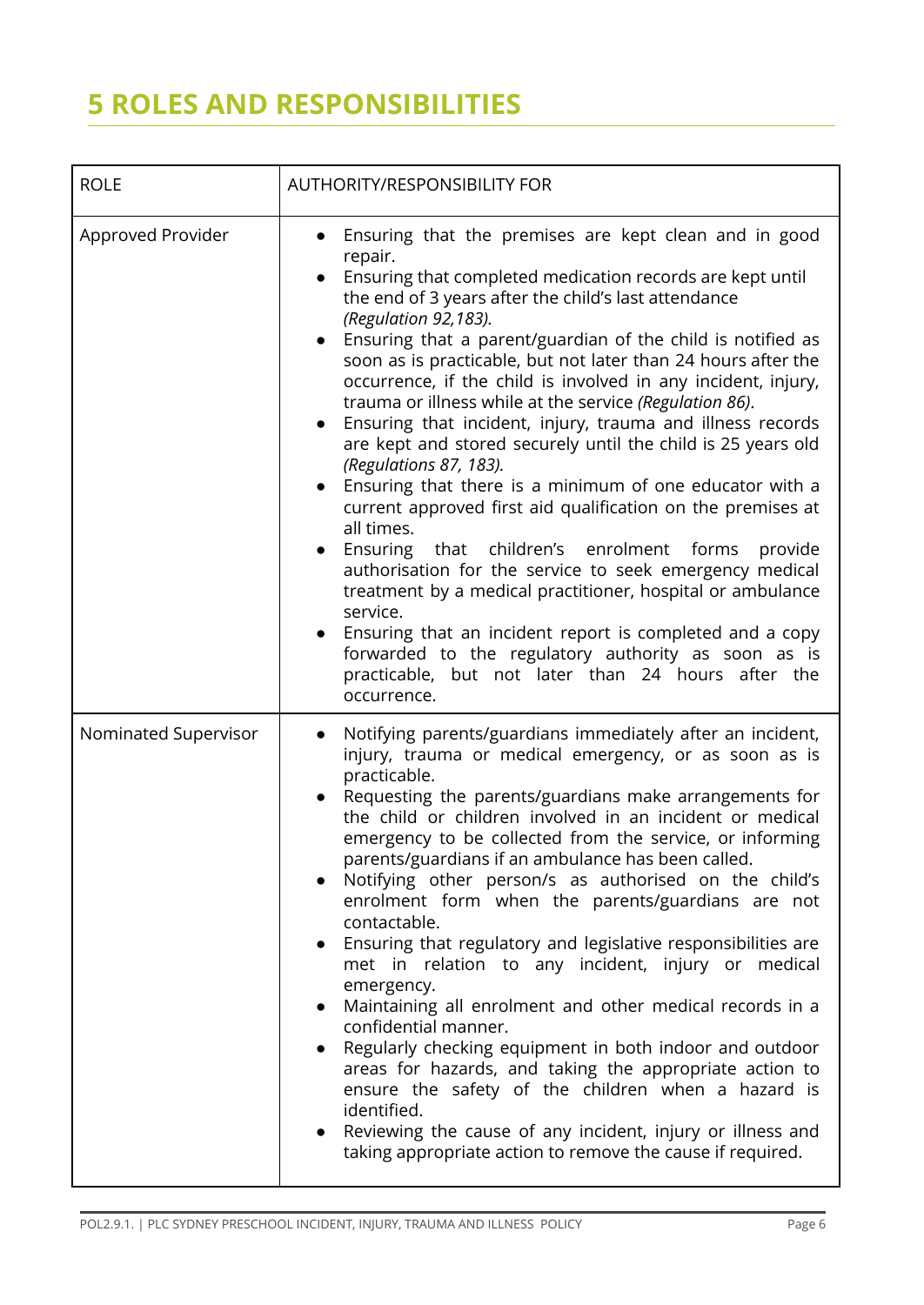# 5 ROLES AND RESPONSIBILITIES

| ROLE | AUTHORITY/RESPONSIBILITY FOR |
|---|---|
| Approved Provider | • Ensuring that the premises are kept clean and in good repair.<br>• Ensuring that completed medication records are kept until the end of 3 years after the child's last attendance *(Regulation 92,183).*<br>• Ensuring that a parent/guardian of the child is notified as soon as is practicable, but not later than 24 hours after the occurrence, if the child is involved in any incident, injury, trauma or illness while at the service *(Regulation 86)*.<br>• Ensuring that incident, injury, trauma and illness records are kept and stored securely until the child is 25 years old *(Regulations 87, 183).*<br>• Ensuring that there is a minimum of one educator with a current approved first aid qualification on the premises at all times.<br>• Ensuring that children's enrolment forms provide authorisation for the service to seek emergency medical treatment by a medical practitioner, hospital or ambulance service.<br>• Ensuring that an incident report is completed and a copy forwarded to the regulatory authority as soon as is practicable, but not later than 24 hours after the occurrence. |
| Nominated Supervisor | • Notifying parents/guardians immediately after an incident, injury, trauma or medical emergency, or as soon as is practicable.<br>• Requesting the parents/guardians make arrangements for the child or children involved in an incident or medical emergency to be collected from the service, or informing parents/guardians if an ambulance has been called.<br>• Notifying other person/s as authorised on the child's enrolment form when the parents/guardians are not contactable.<br>• Ensuring that regulatory and legislative responsibilities are met in relation to any incident, injury or medical emergency.<br>• Maintaining all enrolment and other medical records in a confidential manner.<br>• Regularly checking equipment in both indoor and outdoor areas for hazards, and taking the appropriate action to ensure the safety of the children when a hazard is identified.<br>• Reviewing the cause of any incident, injury or illness and taking appropriate action to remove the cause if required. |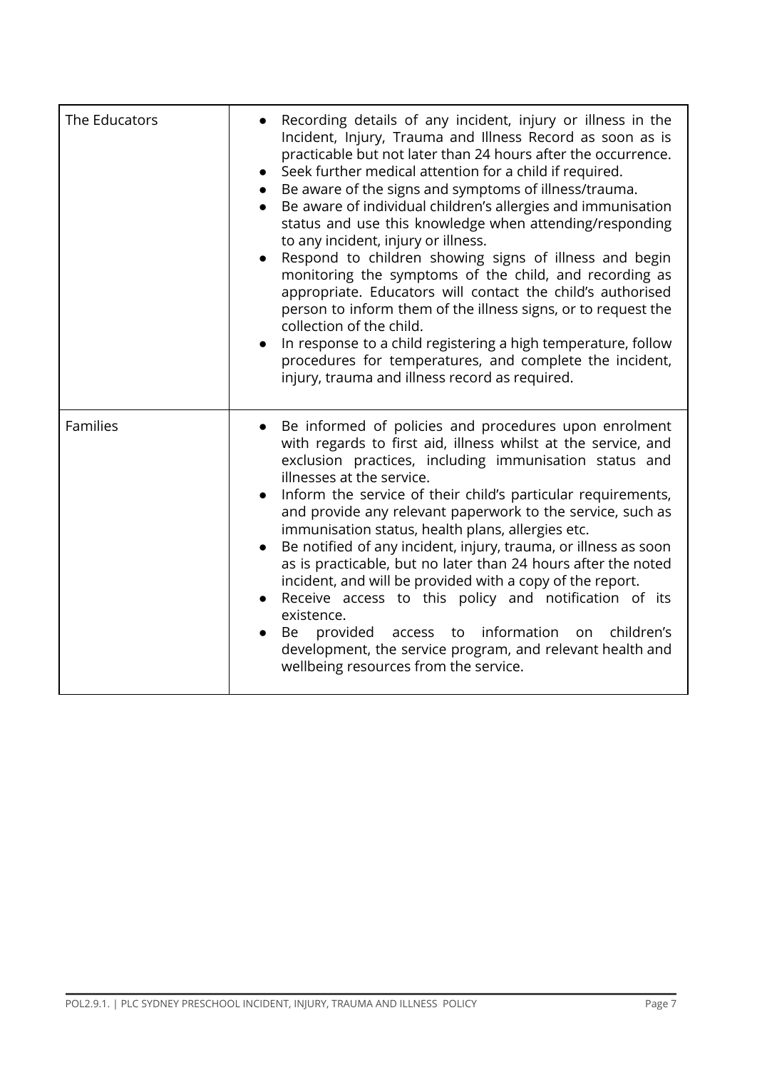| | |
|---|---|
| The Educators | • Recording details of any incident, injury or illness in the Incident, Injury, Trauma and Illness Record as soon as is practicable but not later than 24 hours after the occurrence.<br>• Seek further medical attention for a child if required.<br>• Be aware of the signs and symptoms of illness/trauma.<br>• Be aware of individual children's allergies and immunisation status and use this knowledge when attending/responding to any incident, injury or illness.<br>• Respond to children showing signs of illness and begin monitoring the symptoms of the child, and recording as appropriate. Educators will contact the child's authorised person to inform them of the illness signs, or to request the collection of the child.<br>• In response to a child registering a high temperature, follow procedures for temperatures, and complete the incident, injury, trauma and illness record as required. |
| Families | • Be informed of policies and procedures upon enrolment with regards to first aid, illness whilst at the service, and exclusion practices, including immunisation status and illnesses at the service.<br>• Inform the service of their child's particular requirements, and provide any relevant paperwork to the service, such as immunisation status, health plans, allergies etc.<br>• Be notified of any incident, injury, trauma, or illness as soon as is practicable, but no later than 24 hours after the noted incident, and will be provided with a copy of the report.<br>• Receive access to this policy and notification of its existence.<br>• Be provided access to information on children's development, the service program, and relevant health and wellbeing resources from the service. |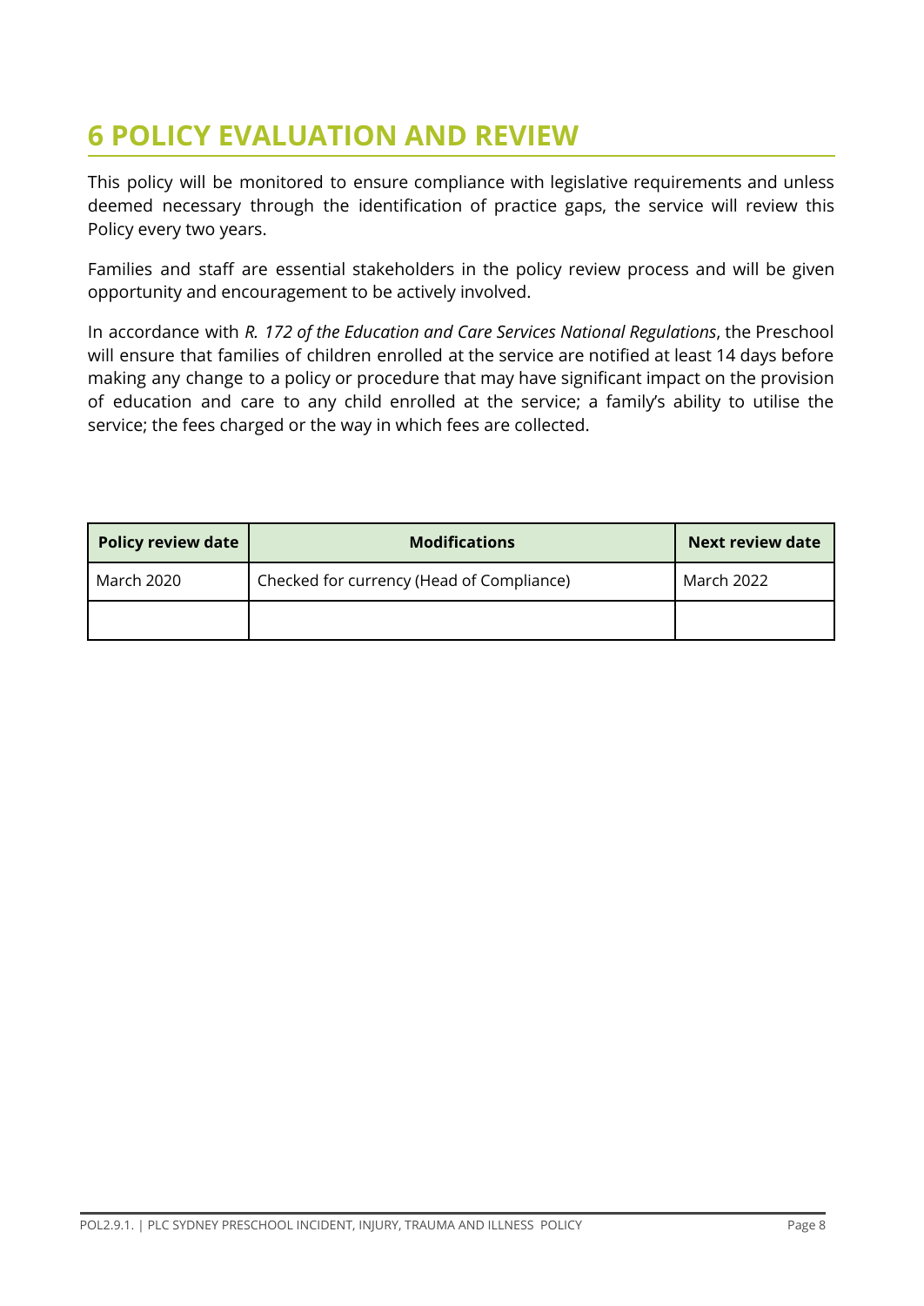# 6 POLICY EVALUATION AND REVIEW

This policy will be monitored to ensure compliance with legislative requirements and unless deemed necessary through the identification of practice gaps, the service will review this Policy every two years.

Families and staff are essential stakeholders in the policy review process and will be given opportunity and encouragement to be actively involved.

In accordance with *R. 172 of the Education and Care Services National Regulations*, the Preschool will ensure that families of children enrolled at the service are notified at least 14 days before making any change to a policy or procedure that may have significant impact on the provision of education and care to any child enrolled at the service; a family's ability to utilise the service; the fees charged or the way in which fees are collected.

| Policy review date | Modifications | Next review date |
|---|---|---|
| March 2020 | Checked for currency (Head of Compliance) | March 2022 |
| | | |